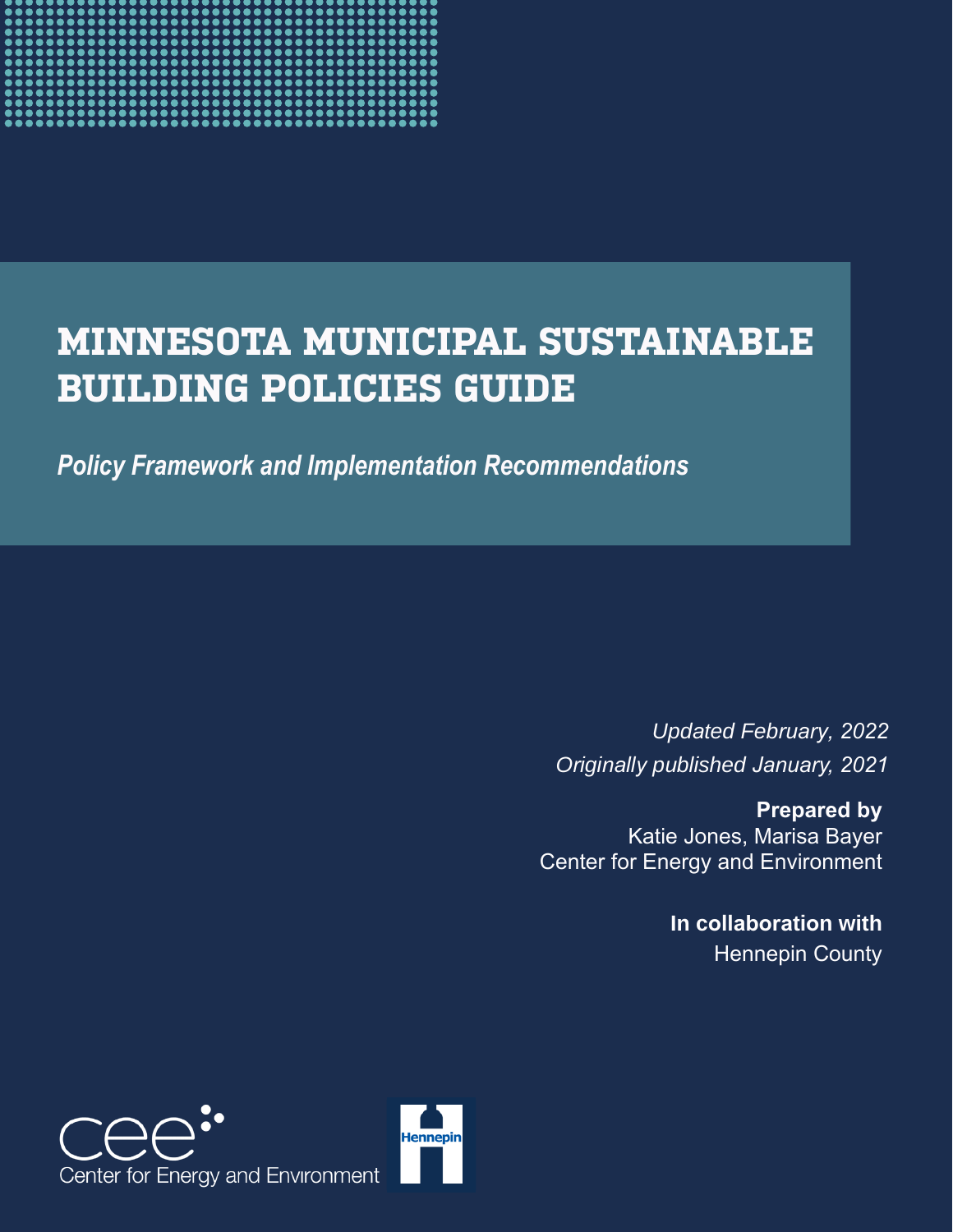# MINNESOTA MUNICIPAL SUSTAINABLE BUILDING POLICIES GUIDE

*Policy Framework and Implementation Recommendations*

*Updated February, 2022*

*Originally published January, 2021*

**Prepared by**

Katie Jones, Marisa Bayer

Center for Energy and Environment

**In collaboration with**

Hennepin County

Center for Energy and Environment

Hennepin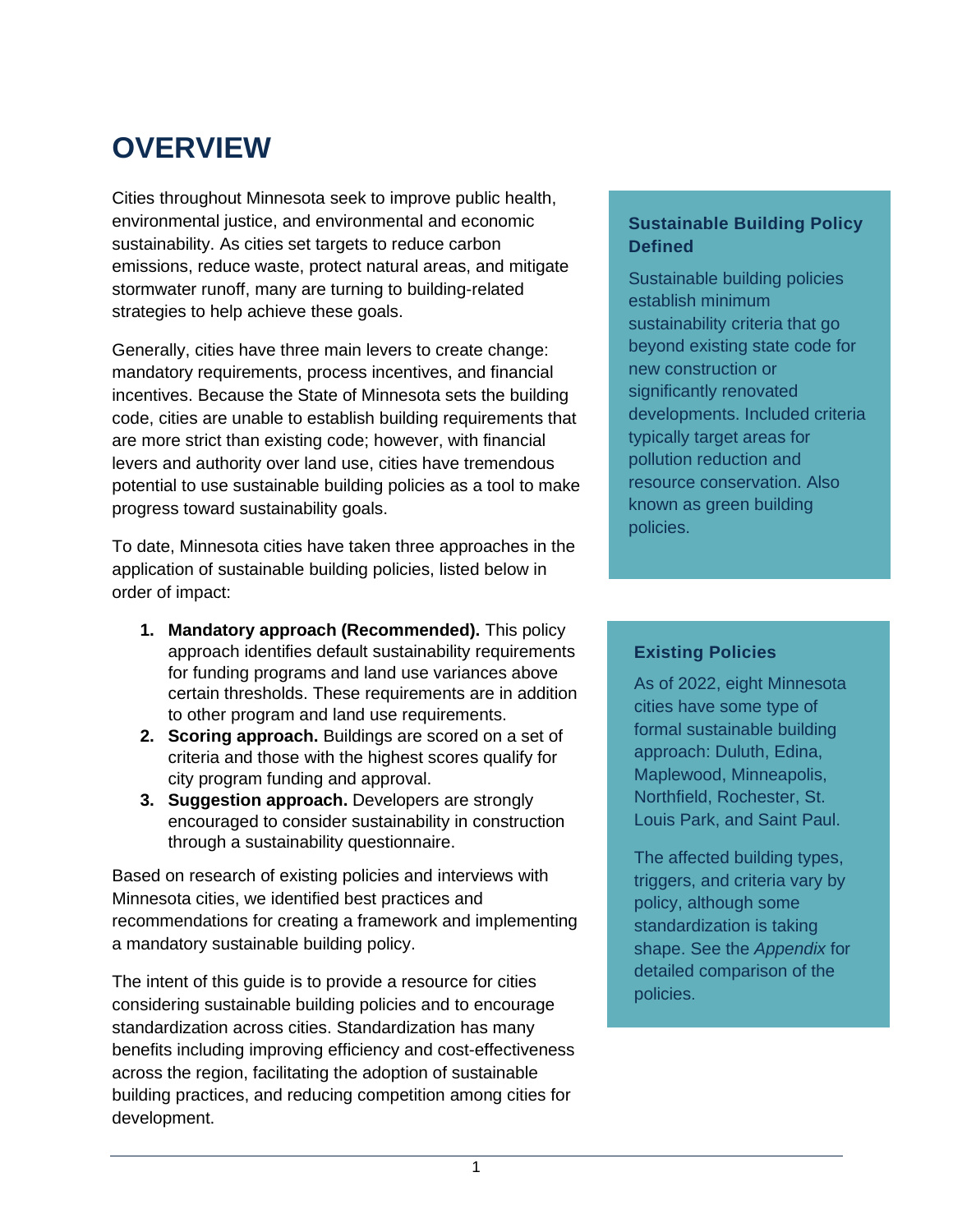# OVERVIEW

Cities throughout Minnesota seek to improve public health, environmental justice, and environmental and economic sustainability. As cities set targets to reduce carbon emissions, reduce waste, protect natural areas, and mitigate stormwater runoff, many are turning to building-related strategies to help achieve these goals.

Generally, cities have three main levers to create change: mandatory requirements, process incentives, and financial incentives. Because the State of Minnesota sets the building code, cities are unable to establish building requirements that are more strict than existing code; however, with financial levers and authority over land use, cities have tremendous potential to use sustainable building policies as a tool to make progress toward sustainability goals.

To date, Minnesota cities have taken three approaches in the application of sustainable building policies, listed below in order of impact:

1. **Mandatory approach (Recommended).** This policy approach identifies default sustainability requirements for funding programs and land use variances above certain thresholds. These requirements are in addition to other program and land use requirements.
2. **Scoring approach.** Buildings are scored on a set of criteria and those with the highest scores qualify for city program funding and approval.
3. **Suggestion approach.** Developers are strongly encouraged to consider sustainability in construction through a sustainability questionnaire.

Based on research of existing policies and interviews with Minnesota cities, we identified best practices and recommendations for creating a framework and implementing a mandatory sustainable building policy.

The intent of this guide is to provide a resource for cities considering sustainable building policies and to encourage standardization across cities. Standardization has many benefits including improving efficiency and cost-effectiveness across the region, facilitating the adoption of sustainable building practices, and reducing competition among cities for development.

### Sustainable Building Policy Defined

Sustainable building policies establish minimum sustainability criteria that go beyond existing state code for new construction or significantly renovated developments. Included criteria typically target areas for pollution reduction and resource conservation. Also known as green building policies.

### Existing Policies

As of 2022, eight Minnesota cities have some type of formal sustainable building approach: Duluth, Edina, Maplewood, Minneapolis, Northfield, Rochester, St. Louis Park, and Saint Paul.

The affected building types, triggers, and criteria vary by policy, although some standardization is taking shape. See the *Appendix* for detailed comparison of the policies.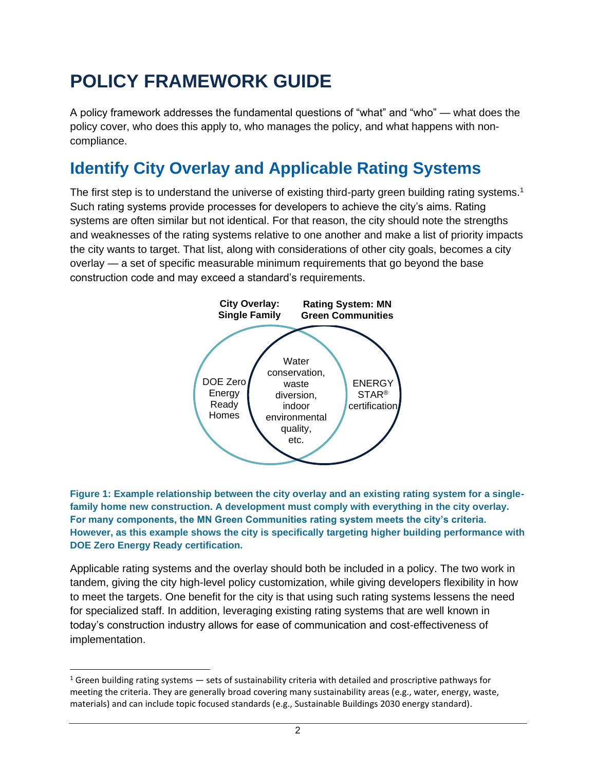# POLICY FRAMEWORK GUIDE

A policy framework addresses the fundamental questions of "what" and "who" — what does the policy cover, who does this apply to, who manages the policy, and what happens with non-compliance.

## Identify City Overlay and Applicable Rating Systems

The first step is to understand the universe of existing third-party green building rating systems.[1] Such rating systems provide processes for developers to achieve the city's aims. Rating systems are often similar but not identical. For that reason, the city should note the strengths and weaknesses of the rating systems relative to one another and make a list of priority impacts the city wants to target. That list, along with considerations of other city goals, becomes a city overlay — a set of specific measurable minimum requirements that go beyond the base construction code and may exceed a standard's requirements.

City Overlay: Single Family

Rating System: MN Green Communities

DOE Zero Energy Ready Homes

Water conservation, waste diversion, indoor environmental quality, etc.

ENERGY STAR® certification

**Figure 1: Example relationship between the city overlay and an existing rating system for a single-family home new construction. A development must comply with everything in the city overlay. For many components, the MN Green Communities rating system meets the city's criteria. However, as this example shows the city is specifically targeting higher building performance with DOE Zero Energy Ready certification.**

Applicable rating systems and the overlay should both be included in a policy. The two work in tandem, giving the city high-level policy customization, while giving developers flexibility in how to meet the targets. One benefit for the city is that using such rating systems lessens the need for specialized staff. In addition, leveraging existing rating systems that are well known in today's construction industry allows for ease of communication and cost-effectiveness of implementation.

---

[1] Green building rating systems — sets of sustainability criteria with detailed and proscriptive pathways for meeting the criteria. They are generally broad covering many sustainability areas (e.g., water, energy, waste, materials) and can include topic focused standards (e.g., Sustainable Buildings 2030 energy standard).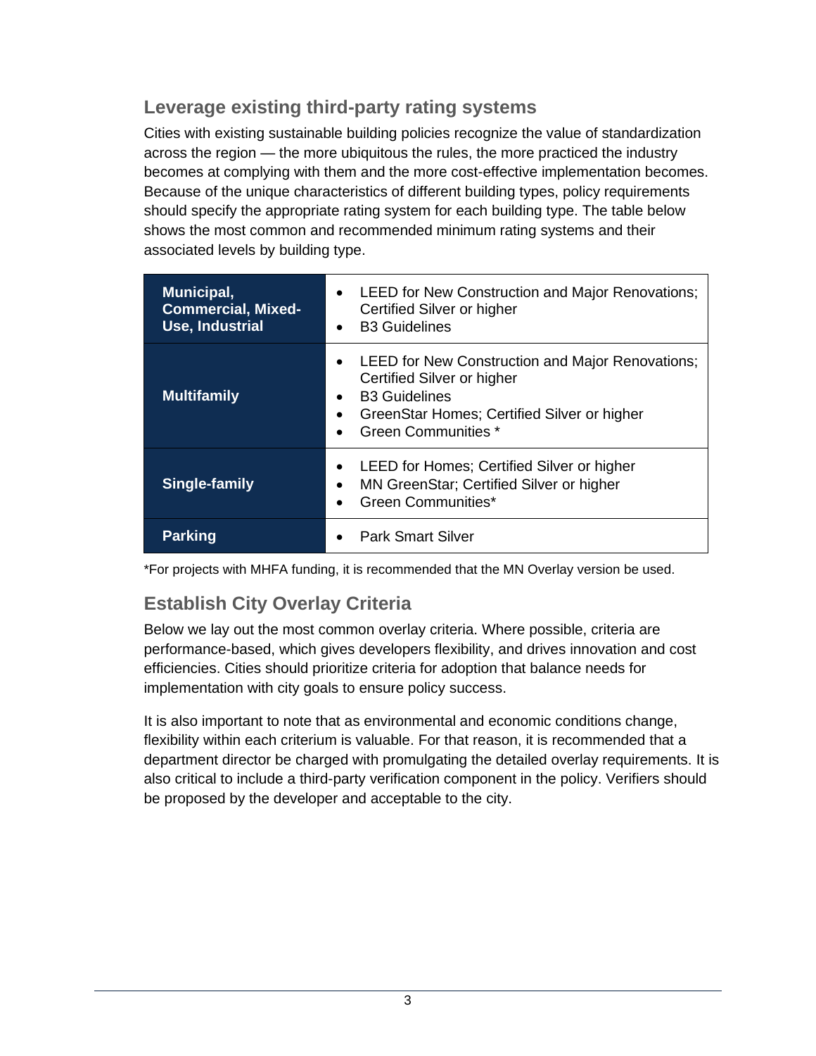## Leverage existing third-party rating systems

Cities with existing sustainable building policies recognize the value of standardization across the region — the more ubiquitous the rules, the more practiced the industry becomes at complying with them and the more cost-effective implementation becomes. Because of the unique characteristics of different building types, policy requirements should specify the appropriate rating system for each building type. The table below shows the most common and recommended minimum rating systems and their associated levels by building type.

| Building Type | Rating Systems |
| --- | --- |
| **Municipal, Commercial, Mixed-Use, Industrial** | • LEED for New Construction and Major Renovations; Certified Silver or higher<br>• B3 Guidelines |
| **Multifamily** | • LEED for New Construction and Major Renovations; Certified Silver or higher<br>• B3 Guidelines<br>• GreenStar Homes; Certified Silver or higher<br>• Green Communities * |
| **Single-family** | • LEED for Homes; Certified Silver or higher<br>• MN GreenStar; Certified Silver or higher<br>• Green Communities* |
| **Parking** | • Park Smart Silver |

*For projects with MHFA funding, it is recommended that the MN Overlay version be used.

## Establish City Overlay Criteria

Below we lay out the most common overlay criteria. Where possible, criteria are performance-based, which gives developers flexibility, and drives innovation and cost efficiencies. Cities should prioritize criteria for adoption that balance needs for implementation with city goals to ensure policy success.

It is also important to note that as environmental and economic conditions change, flexibility within each criterium is valuable. For that reason, it is recommended that a department director be charged with promulgating the detailed overlay requirements. It is also critical to include a third-party verification component in the policy. Verifiers should be proposed by the developer and acceptable to the city.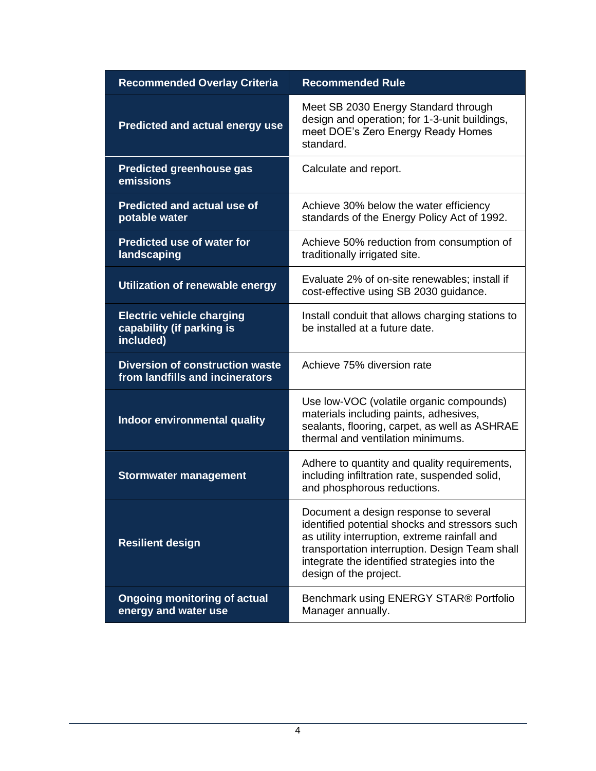| Recommended Overlay Criteria | Recommended Rule |
| --- | --- |
| **Predicted and actual energy use** | Meet SB 2030 Energy Standard through design and operation; for 1-3-unit buildings, meet DOE's Zero Energy Ready Homes standard. |
| **Predicted greenhouse gas emissions** | Calculate and report. |
| **Predicted and actual use of potable water** | Achieve 30% below the water efficiency standards of the Energy Policy Act of 1992. |
| **Predicted use of water for landscaping** | Achieve 50% reduction from consumption of traditionally irrigated site. |
| **Utilization of renewable energy** | Evaluate 2% of on-site renewables; install if cost-effective using SB 2030 guidance. |
| **Electric vehicle charging capability (if parking is included)** | Install conduit that allows charging stations to be installed at a future date. |
| **Diversion of construction waste from landfills and incinerators** | Achieve 75% diversion rate |
| **Indoor environmental quality** | Use low-VOC (volatile organic compounds) materials including paints, adhesives, sealants, flooring, carpet, as well as ASHRAE thermal and ventilation minimums. |
| **Stormwater management** | Adhere to quantity and quality requirements, including infiltration rate, suspended solid, and phosphorous reductions. |
| **Resilient design** | Document a design response to several identified potential shocks and stressors such as utility interruption, extreme rainfall and transportation interruption. Design Team shall integrate the identified strategies into the design of the project. |
| **Ongoing monitoring of actual energy and water use** | Benchmark using ENERGY STAR® Portfolio Manager annually. |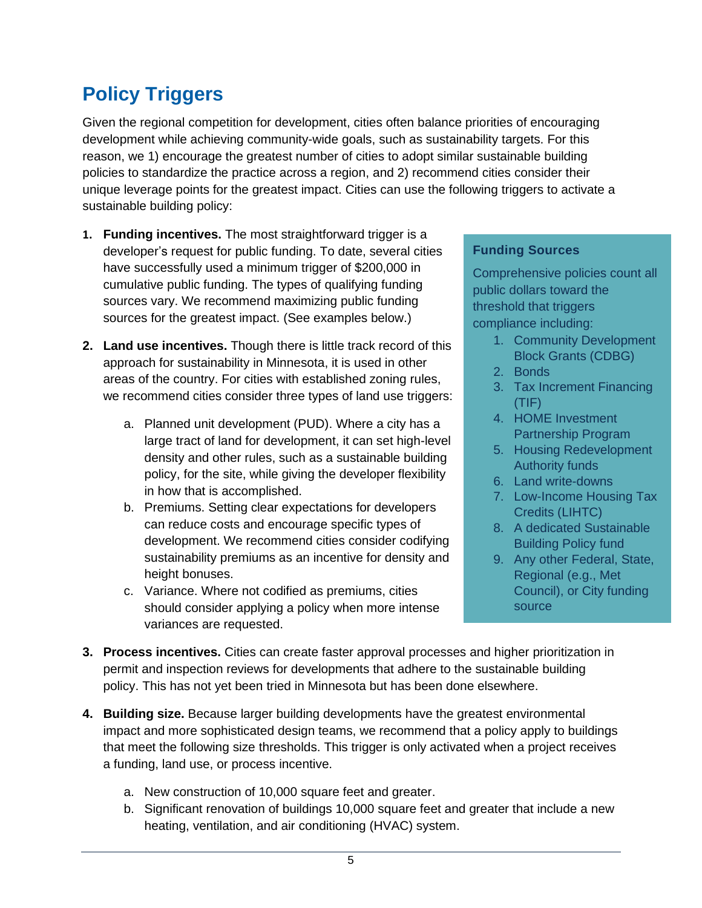## Policy Triggers

Given the regional competition for development, cities often balance priorities of encouraging development while achieving community-wide goals, such as sustainability targets. For this reason, we 1) encourage the greatest number of cities to adopt similar sustainable building policies to standardize the practice across a region, and 2) recommend cities consider their unique leverage points for the greatest impact. Cities can use the following triggers to activate a sustainable building policy:

1. **Funding incentives.** The most straightforward trigger is a developer's request for public funding. To date, several cities have successfully used a minimum trigger of $200,000 in cumulative public funding. The types of qualifying funding sources vary. We recommend maximizing public funding sources for the greatest impact. (See examples below.)

2. **Land use incentives.** Though there is little track record of this approach for sustainability in Minnesota, it is used in other areas of the country. For cities with established zoning rules, we recommend cities consider three types of land use triggers:

    a. Planned unit development (PUD). Where a city has a large tract of land for development, it can set high-level density and other rules, such as a sustainable building policy, for the site, while giving the developer flexibility in how that is accomplished.

    b. Premiums. Setting clear expectations for developers can reduce costs and encourage specific types of development. We recommend cities consider codifying sustainability premiums as an incentive for density and height bonuses.

    c. Variance. Where not codified as premiums, cities should consider applying a policy when more intense variances are requested.

**Funding Sources**

Comprehensive policies count all public dollars toward the threshold that triggers compliance including:

1. Community Development Block Grants (CDBG)
2. Bonds
3. Tax Increment Financing (TIF)
4. HOME Investment Partnership Program
5. Housing Redevelopment Authority funds
6. Land write-downs
7. Low-Income Housing Tax Credits (LIHTC)
8. A dedicated Sustainable Building Policy fund
9. Any other Federal, State, Regional (e.g., Met Council), or City funding source

3. **Process incentives.** Cities can create faster approval processes and higher prioritization in permit and inspection reviews for developments that adhere to the sustainable building policy. This has not yet been tried in Minnesota but has been done elsewhere.

4. **Building size.** Because larger building developments have the greatest environmental impact and more sophisticated design teams, we recommend that a policy apply to buildings that meet the following size thresholds. This trigger is only activated when a project receives a funding, land use, or process incentive.

    a. New construction of 10,000 square feet and greater.

    b. Significant renovation of buildings 10,000 square feet and greater that include a new heating, ventilation, and air conditioning (HVAC) system.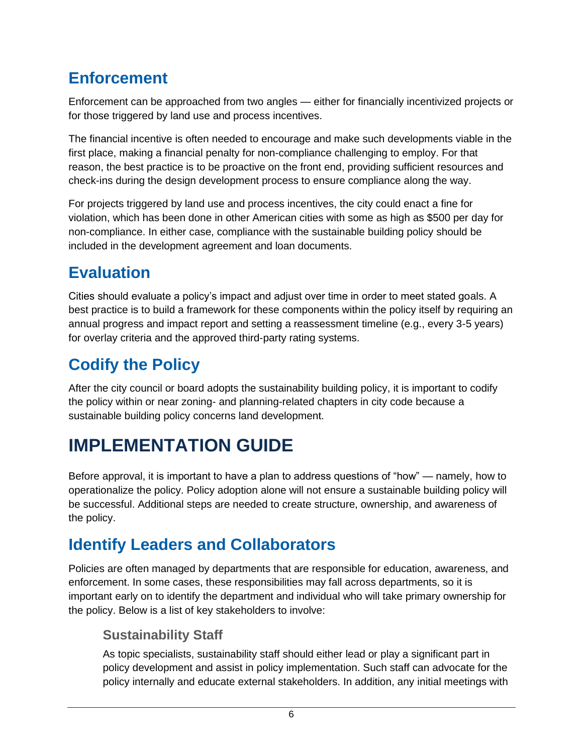## Enforcement

Enforcement can be approached from two angles — either for financially incentivized projects or for those triggered by land use and process incentives.

The financial incentive is often needed to encourage and make such developments viable in the first place, making a financial penalty for non-compliance challenging to employ. For that reason, the best practice is to be proactive on the front end, providing sufficient resources and check-ins during the design development process to ensure compliance along the way.

For projects triggered by land use and process incentives, the city could enact a fine for violation, which has been done in other American cities with some as high as $500 per day for non-compliance. In either case, compliance with the sustainable building policy should be included in the development agreement and loan documents.

## Evaluation

Cities should evaluate a policy's impact and adjust over time in order to meet stated goals. A best practice is to build a framework for these components within the policy itself by requiring an annual progress and impact report and setting a reassessment timeline (e.g., every 3-5 years) for overlay criteria and the approved third-party rating systems.

## Codify the Policy

After the city council or board adopts the sustainability building policy, it is important to codify the policy within or near zoning- and planning-related chapters in city code because a sustainable building policy concerns land development.

# IMPLEMENTATION GUIDE

Before approval, it is important to have a plan to address questions of "how" — namely, how to operationalize the policy. Policy adoption alone will not ensure a sustainable building policy will be successful. Additional steps are needed to create structure, ownership, and awareness of the policy.

## Identify Leaders and Collaborators

Policies are often managed by departments that are responsible for education, awareness, and enforcement. In some cases, these responsibilities may fall across departments, so it is important early on to identify the department and individual who will take primary ownership for the policy. Below is a list of key stakeholders to involve:

### Sustainability Staff

As topic specialists, sustainability staff should either lead or play a significant part in policy development and assist in policy implementation. Such staff can advocate for the policy internally and educate external stakeholders. In addition, any initial meetings with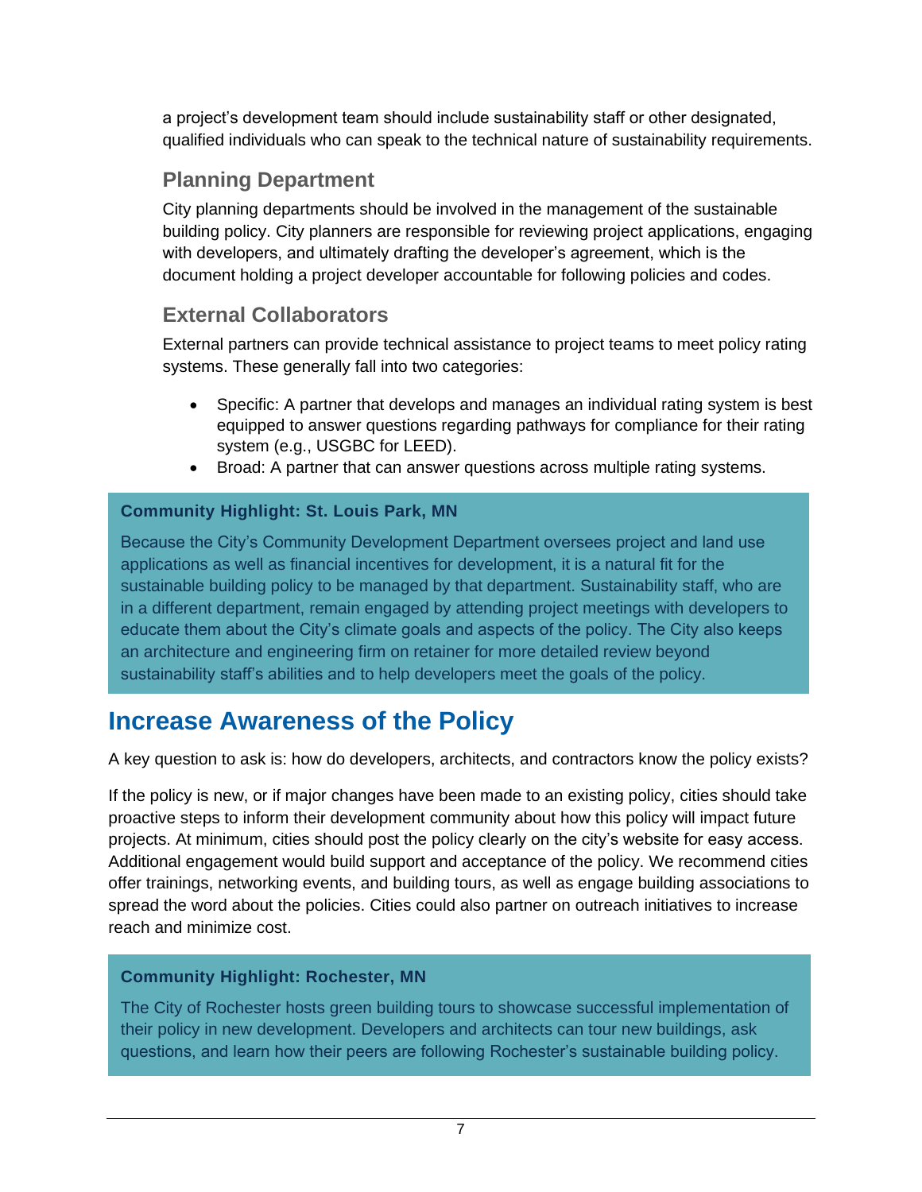a project's development team should include sustainability staff or other designated, qualified individuals who can speak to the technical nature of sustainability requirements.

### Planning Department

City planning departments should be involved in the management of the sustainable building policy. City planners are responsible for reviewing project applications, engaging with developers, and ultimately drafting the developer's agreement, which is the document holding a project developer accountable for following policies and codes.

### External Collaborators

External partners can provide technical assistance to project teams to meet policy rating systems. These generally fall into two categories:

- Specific: A partner that develops and manages an individual rating system is best equipped to answer questions regarding pathways for compliance for their rating system (e.g., USGBC for LEED).
- Broad: A partner that can answer questions across multiple rating systems.

**Community Highlight: St. Louis Park, MN**

Because the City's Community Development Department oversees project and land use applications as well as financial incentives for development, it is a natural fit for the sustainable building policy to be managed by that department. Sustainability staff, who are in a different department, remain engaged by attending project meetings with developers to educate them about the City's climate goals and aspects of the policy. The City also keeps an architecture and engineering firm on retainer for more detailed review beyond sustainability staff's abilities and to help developers meet the goals of the policy.

## Increase Awareness of the Policy

A key question to ask is: how do developers, architects, and contractors know the policy exists?

If the policy is new, or if major changes have been made to an existing policy, cities should take proactive steps to inform their development community about how this policy will impact future projects. At minimum, cities should post the policy clearly on the city's website for easy access. Additional engagement would build support and acceptance of the policy. We recommend cities offer trainings, networking events, and building tours, as well as engage building associations to spread the word about the policies. Cities could also partner on outreach initiatives to increase reach and minimize cost.

**Community Highlight: Rochester, MN**

The City of Rochester hosts green building tours to showcase successful implementation of their policy in new development. Developers and architects can tour new buildings, ask questions, and learn how their peers are following Rochester's sustainable building policy.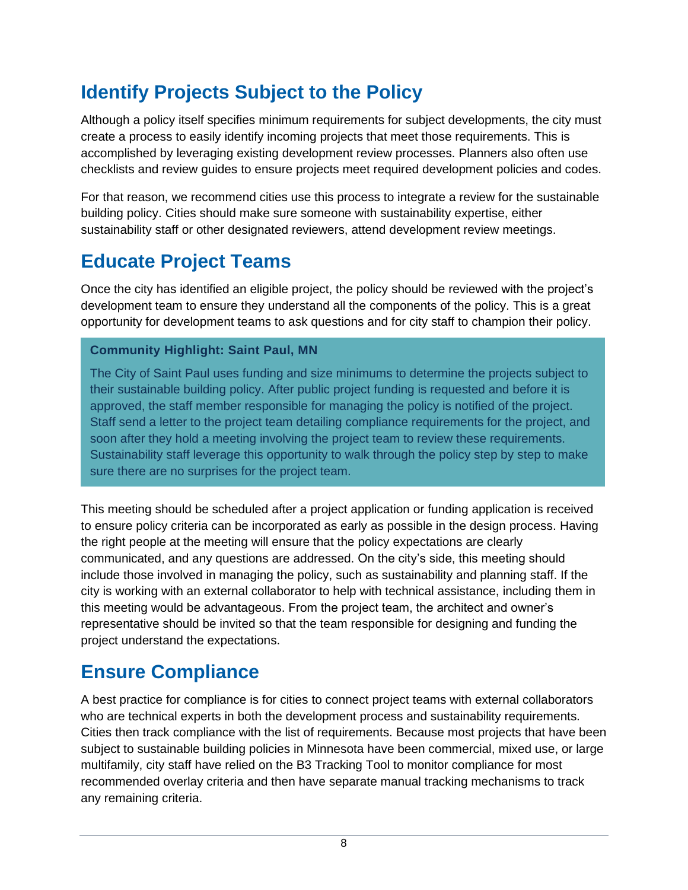## Identify Projects Subject to the Policy

Although a policy itself specifies minimum requirements for subject developments, the city must create a process to easily identify incoming projects that meet those requirements. This is accomplished by leveraging existing development review processes. Planners also often use checklists and review guides to ensure projects meet required development policies and codes.

For that reason, we recommend cities use this process to integrate a review for the sustainable building policy. Cities should make sure someone with sustainability expertise, either sustainability staff or other designated reviewers, attend development review meetings.

## Educate Project Teams

Once the city has identified an eligible project, the policy should be reviewed with the project's development team to ensure they understand all the components of the policy. This is a great opportunity for development teams to ask questions and for city staff to champion their policy.

> **Community Highlight: Saint Paul, MN**
>
> The City of Saint Paul uses funding and size minimums to determine the projects subject to their sustainable building policy. After public project funding is requested and before it is approved, the staff member responsible for managing the policy is notified of the project. Staff send a letter to the project team detailing compliance requirements for the project, and soon after they hold a meeting involving the project team to review these requirements. Sustainability staff leverage this opportunity to walk through the policy step by step to make sure there are no surprises for the project team.

This meeting should be scheduled after a project application or funding application is received to ensure policy criteria can be incorporated as early as possible in the design process. Having the right people at the meeting will ensure that the policy expectations are clearly communicated, and any questions are addressed. On the city's side, this meeting should include those involved in managing the policy, such as sustainability and planning staff. If the city is working with an external collaborator to help with technical assistance, including them in this meeting would be advantageous. From the project team, the architect and owner's representative should be invited so that the team responsible for designing and funding the project understand the expectations.

## Ensure Compliance

A best practice for compliance is for cities to connect project teams with external collaborators who are technical experts in both the development process and sustainability requirements. Cities then track compliance with the list of requirements. Because most projects that have been subject to sustainable building policies in Minnesota have been commercial, mixed use, or large multifamily, city staff have relied on the B3 Tracking Tool to monitor compliance for most recommended overlay criteria and then have separate manual tracking mechanisms to track any remaining criteria.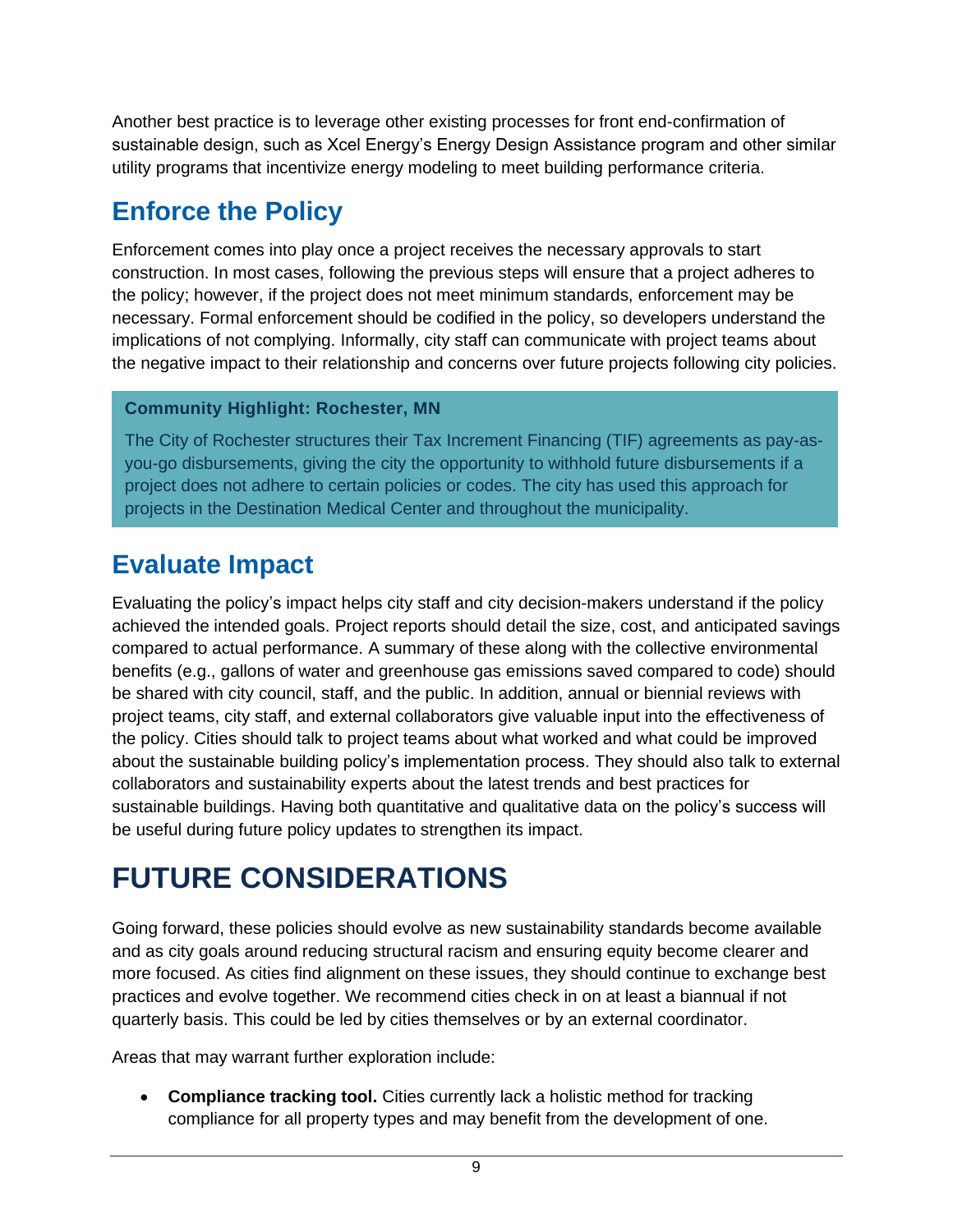Another best practice is to leverage other existing processes for front end-confirmation of sustainable design, such as Xcel Energy's Energy Design Assistance program and other similar utility programs that incentivize energy modeling to meet building performance criteria.

## Enforce the Policy

Enforcement comes into play once a project receives the necessary approvals to start construction. In most cases, following the previous steps will ensure that a project adheres to the policy; however, if the project does not meet minimum standards, enforcement may be necessary. Formal enforcement should be codified in the policy, so developers understand the implications of not complying. Informally, city staff can communicate with project teams about the negative impact to their relationship and concerns over future projects following city policies.

> **Community Highlight: Rochester, MN**
>
> The City of Rochester structures their Tax Increment Financing (TIF) agreements as pay-as-you-go disbursements, giving the city the opportunity to withhold future disbursements if a project does not adhere to certain policies or codes. The city has used this approach for projects in the Destination Medical Center and throughout the municipality.

## Evaluate Impact

Evaluating the policy's impact helps city staff and city decision-makers understand if the policy achieved the intended goals. Project reports should detail the size, cost, and anticipated savings compared to actual performance. A summary of these along with the collective environmental benefits (e.g., gallons of water and greenhouse gas emissions saved compared to code) should be shared with city council, staff, and the public. In addition, annual or biennial reviews with project teams, city staff, and external collaborators give valuable input into the effectiveness of the policy. Cities should talk to project teams about what worked and what could be improved about the sustainable building policy's implementation process. They should also talk to external collaborators and sustainability experts about the latest trends and best practices for sustainable buildings. Having both quantitative and qualitative data on the policy's success will be useful during future policy updates to strengthen its impact.

# FUTURE CONSIDERATIONS

Going forward, these policies should evolve as new sustainability standards become available and as city goals around reducing structural racism and ensuring equity become clearer and more focused. As cities find alignment on these issues, they should continue to exchange best practices and evolve together. We recommend cities check in on at least a biannual if not quarterly basis. This could be led by cities themselves or by an external coordinator.

Areas that may warrant further exploration include:

- **Compliance tracking tool.** Cities currently lack a holistic method for tracking compliance for all property types and may benefit from the development of one.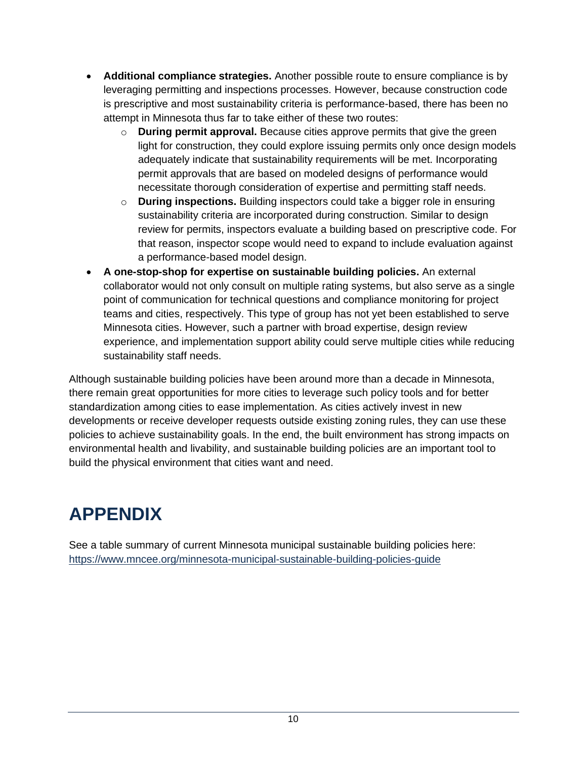- **Additional compliance strategies.** Another possible route to ensure compliance is by leveraging permitting and inspections processes. However, because construction code is prescriptive and most sustainability criteria is performance-based, there has been no attempt in Minnesota thus far to take either of these two routes:
  - **During permit approval.** Because cities approve permits that give the green light for construction, they could explore issuing permits only once design models adequately indicate that sustainability requirements will be met. Incorporating permit approvals that are based on modeled designs of performance would necessitate thorough consideration of expertise and permitting staff needs.
  - **During inspections.** Building inspectors could take a bigger role in ensuring sustainability criteria are incorporated during construction. Similar to design review for permits, inspectors evaluate a building based on prescriptive code. For that reason, inspector scope would need to expand to include evaluation against a performance-based model design.
- **A one-stop-shop for expertise on sustainable building policies.** An external collaborator would not only consult on multiple rating systems, but also serve as a single point of communication for technical questions and compliance monitoring for project teams and cities, respectively. This type of group has not yet been established to serve Minnesota cities. However, such a partner with broad expertise, design review experience, and implementation support ability could serve multiple cities while reducing sustainability staff needs.

Although sustainable building policies have been around more than a decade in Minnesota, there remain great opportunities for more cities to leverage such policy tools and for better standardization among cities to ease implementation. As cities actively invest in new developments or receive developer requests outside existing zoning rules, they can use these policies to achieve sustainability goals. In the end, the built environment has strong impacts on environmental health and livability, and sustainable building policies are an important tool to build the physical environment that cities want and need.

# APPENDIX

See a table summary of current Minnesota municipal sustainable building policies here: https://www.mncee.org/minnesota-municipal-sustainable-building-policies-guide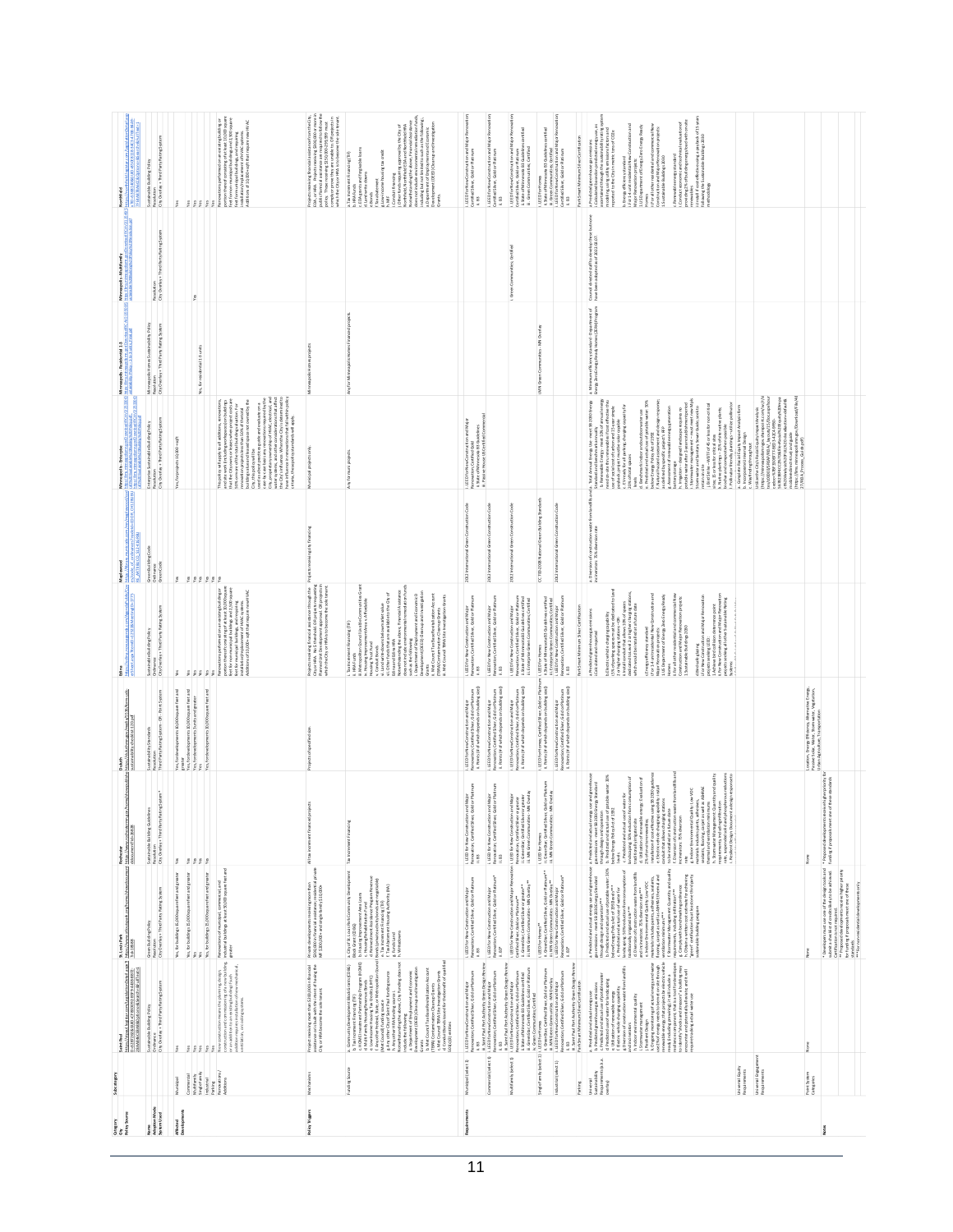| Category | Subcategory | Saint Paul | St. Louis Park | Rochester | Duluth | Edina | Maplewood | Minneapolis - Enterprise | Minneapolis - Residential 1-3 | Minneapolis - Multifamily | Northfield |
|---|---|---|---|---|---|---|---|---|---|---|---|
| Policy Source | | | | | | | | | | | |
| Name | | Sustainable Building Policy | Green Building Guidelines | Sustainable Building Guidelines | Sustainability Standards | Sustainable Building Policy | Green Building Code | Enterprise Sustainable Building Policy | Minneapolis Homes Sustainable Building Policy | | Sustainable Building Policy |
| Adoption Mode | | Ordinance | Resolution | Resolution | Resolution | Ordinance | Ordinance | Resolution | Resolution | Resolution | |
| System Used | | City Overlay + Third Party Rating System | City Overlay + Third Party Rating System | City Overlay + Third Party Rating System | Third Party Rating Systems - OR - Point System | City Overlay + Third Party Rating System | Green Code | City Overlay + Third Party Rating System | City Overlay + Third Party Rating System | City Overlay + Third Party Rating System | City Overlay + Third Party Rating System |
| Affected Developments | Municipal | Yes | Yes | Yes | | Yes | Yes | Yes | | | Yes |
| | Commercial | Yes | | Yes | | Yes | Yes | | | | Yes |
| | Multifamily | Yes | | Yes | | Yes | Yes | | | Yes | Yes |
| | Single family | Yes | | Yes | | Yes | Yes | | Yes | | Yes |
| | Industrial | Yes | | Yes | | Yes | Yes | | | | Yes |
| | Parking | Yes | | | | Yes | Yes | | | | Yes |
| | Renovations / Additions | | | | | | | | | | |
| Policy Triggers | Mechanisms | | | | | | | | | | |
| | Funding Source | | | | | | | | | | |
| Requirements | Municipal | | | | | | | | | | |
| | Commercial | | | | | | | | | | |
| | Multifamily | | | | | | | | | | |
| | Single family | | | | | | | | | | |
| | Industrial | | | | | | | | | | |
| | Parking | | | | | | | | | | |
| | Universal Sustainability Requirements | | | | | | | | | | |
| | Universal Green Requirements | | | | | | | | | | |
| | Universal Engagement Requirements | | | | | | | | | | |
| | Point System Categories | None | None | None | | | | | | | |
| Notes | | | | | | | | | | | |